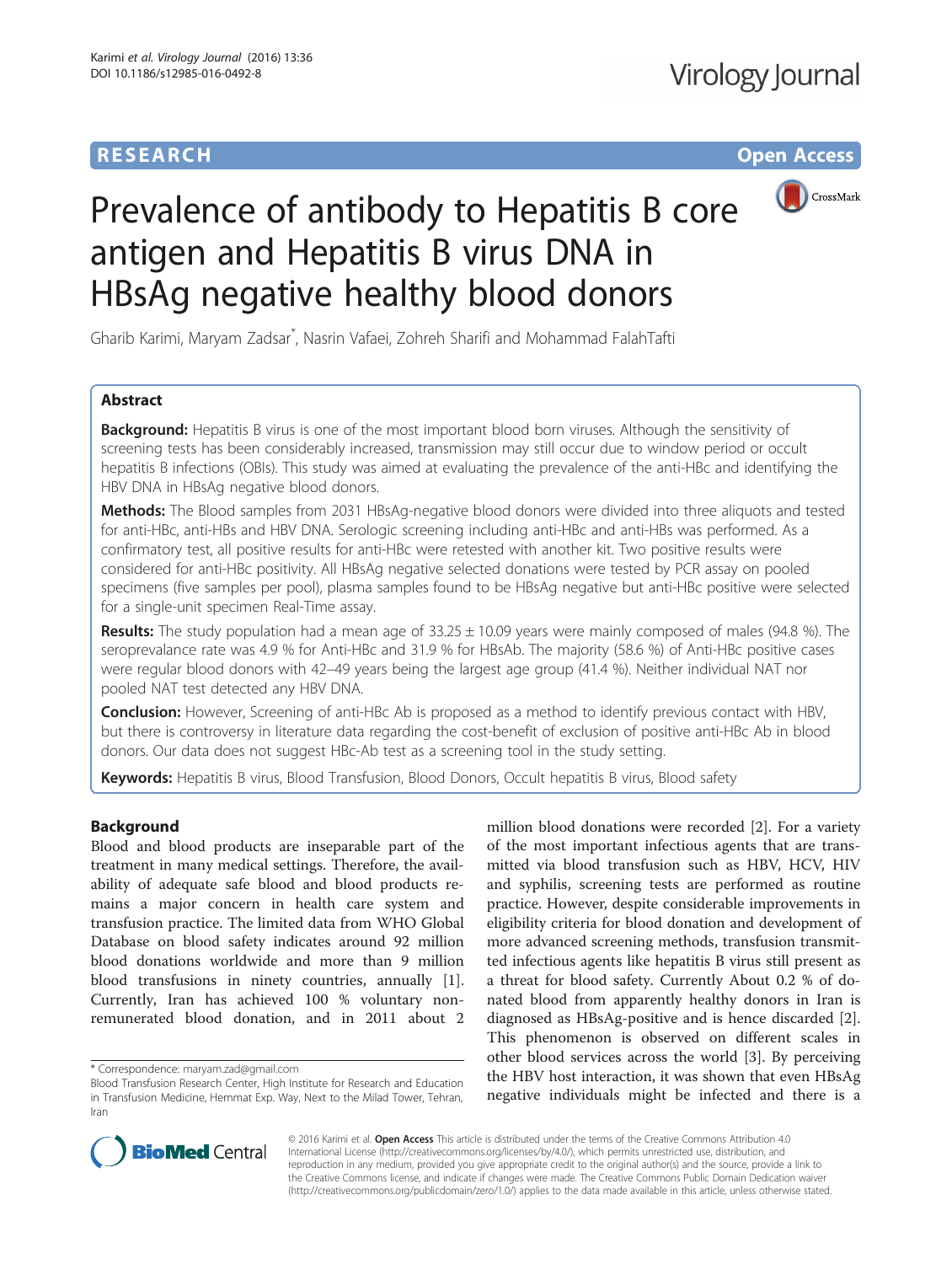RESEARCH Open Access

# Prevalence of antibody to Hepatitis B core antigen and Hepatitis B virus DNA in HBsAg negative healthy blood donors

Gharib Karimi, Maryam Zadsar*, Nasrin Vafaei, Zohreh Sharifi and Mohammad FalahTafti

## Abstract

**Background:** Hepatitis B virus is one of the most important blood born viruses. Although the sensitivity of screening tests has been considerably increased, transmission may still occur due to window period or occult hepatitis B infections (OBIs). This study was aimed at evaluating the prevalence of the anti-HBc and identifying the HBV DNA in HBsAg negative blood donors.

**Methods:** The Blood samples from 2031 HBsAg-negative blood donors were divided into three aliquots and tested for anti-HBc, anti-HBs and HBV DNA. Serologic screening including anti-HBc and anti-HBs was performed. As a confirmatory test, all positive results for anti-HBc were retested with another kit. Two positive results were considered for anti-HBc positivity. All HBsAg negative selected donations were tested by PCR assay on pooled specimens (five samples per pool), plasma samples found to be HBsAg negative but anti-HBc positive were selected for a single-unit specimen Real-Time assay.

**Results:** The study population had a mean age of 33.25 ± 10.09 years were mainly composed of males (94.8 %). The seroprevalance rate was 4.9 % for Anti-HBc and 31.9 % for HBsAb. The majority (58.6 %) of Anti-HBc positive cases were regular blood donors with 42–49 years being the largest age group (41.4 %). Neither individual NAT nor pooled NAT test detected any HBV DNA.

**Conclusion:** However, Screening of anti-HBc Ab is proposed as a method to identify previous contact with HBV, but there is controversy in literature data regarding the cost-benefit of exclusion of positive anti-HBc Ab in blood donors. Our data does not suggest HBc-Ab test as a screening tool in the study setting.

**Keywords:** Hepatitis B virus, Blood Transfusion, Blood Donors, Occult hepatitis B virus, Blood safety

## Background

Blood and blood products are inseparable part of the treatment in many medical settings. Therefore, the availability of adequate safe blood and blood products remains a major concern in health care system and transfusion practice. The limited data from WHO Global Database on blood safety indicates around 92 million blood donations worldwide and more than 9 million blood transfusions in ninety countries, annually [1]. Currently, Iran has achieved 100 % voluntary non-remunerated blood donation, and in 2011 about 2 million blood donations were recorded [2]. For a variety of the most important infectious agents that are transmitted via blood transfusion such as HBV, HCV, HIV and syphilis, screening tests are performed as routine practice. However, despite considerable improvements in eligibility criteria for blood donation and development of more advanced screening methods, transfusion transmitted infectious agents like hepatitis B virus still present as a threat for blood safety. Currently About 0.2 % of donated blood from apparently healthy donors in Iran is diagnosed as HBsAg-positive and is hence discarded [2]. This phenomenon is observed on different scales in other blood services across the world [3]. By perceiving the HBV host interaction, it was shown that even HBsAg negative individuals might be infected and there is a

* Correspondence: maryam.zad@gmail.com
Blood Transfusion Research Center, High Institute for Research and Education in Transfusion Medicine, Hemmat Exp. Way, Next to the Milad Tower, Tehran, Iran

© 2016 Karimi et al. **Open Access** This article is distributed under the terms of the Creative Commons Attribution 4.0 International License (http://creativecommons.org/licenses/by/4.0/), which permits unrestricted use, distribution, and reproduction in any medium, provided you give appropriate credit to the original author(s) and the source, provide a link to the Creative Commons license, and indicate if changes were made. The Creative Commons Public Domain Dedication waiver (http://creativecommons.org/publicdomain/zero/1.0/) applies to the data made available in this article, unless otherwise stated.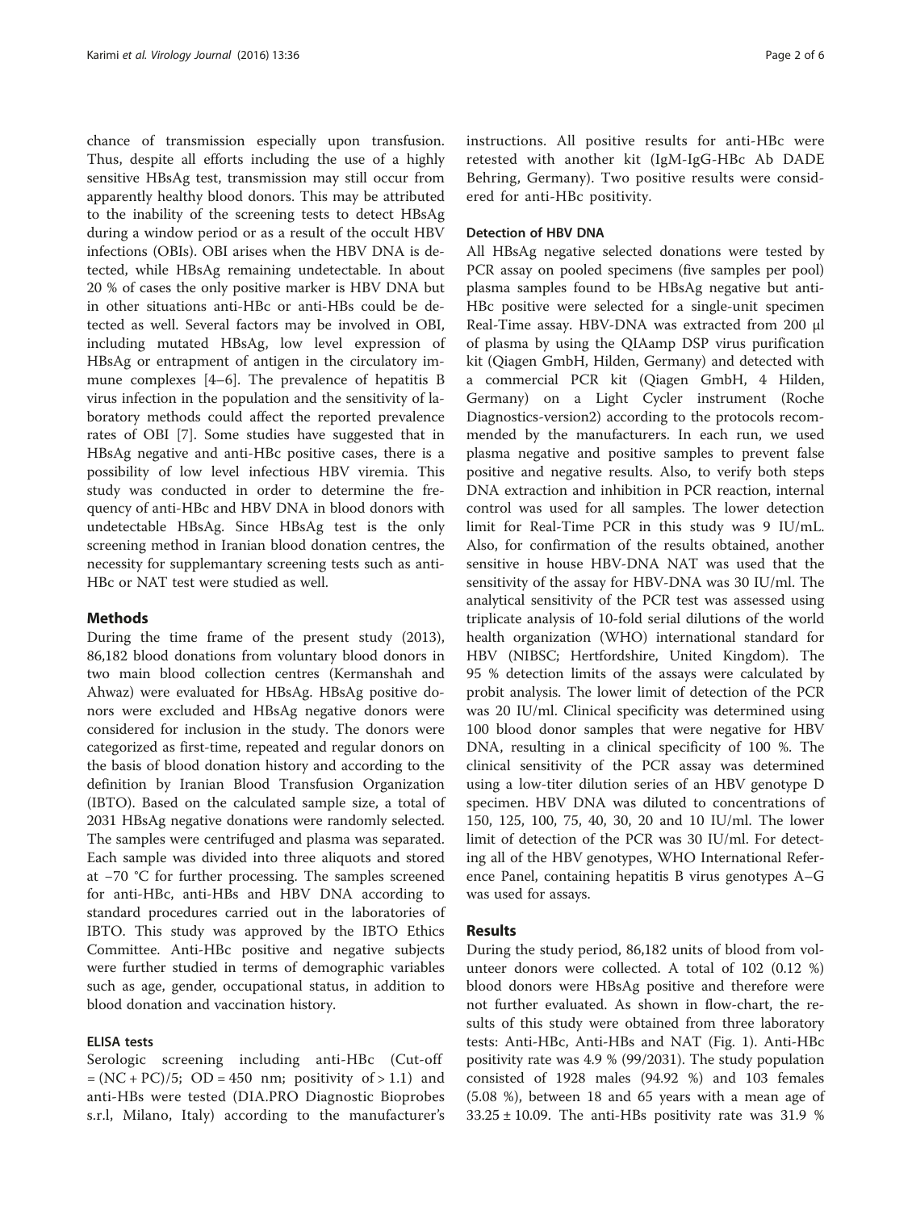chance of transmission especially upon transfusion. Thus, despite all efforts including the use of a highly sensitive HBsAg test, transmission may still occur from apparently healthy blood donors. This may be attributed to the inability of the screening tests to detect HBsAg during a window period or as a result of the occult HBV infections (OBIs). OBI arises when the HBV DNA is detected, while HBsAg remaining undetectable. In about 20 % of cases the only positive marker is HBV DNA but in other situations anti-HBc or anti-HBs could be detected as well. Several factors may be involved in OBI, including mutated HBsAg, low level expression of HBsAg or entrapment of antigen in the circulatory immune complexes [4–6]. The prevalence of hepatitis B virus infection in the population and the sensitivity of laboratory methods could affect the reported prevalence rates of OBI [7]. Some studies have suggested that in HBsAg negative and anti-HBc positive cases, there is a possibility of low level infectious HBV viremia. This study was conducted in order to determine the frequency of anti-HBc and HBV DNA in blood donors with undetectable HBsAg. Since HBsAg test is the only screening method in Iranian blood donation centres, the necessity for supplemantary screening tests such as anti-HBc or NAT test were studied as well.

## Methods

During the time frame of the present study (2013), 86,182 blood donations from voluntary blood donors in two main blood collection centres (Kermanshah and Ahwaz) were evaluated for HBsAg. HBsAg positive donors were excluded and HBsAg negative donors were considered for inclusion in the study. The donors were categorized as first-time, repeated and regular donors on the basis of blood donation history and according to the definition by Iranian Blood Transfusion Organization (IBTO). Based on the calculated sample size, a total of 2031 HBsAg negative donations were randomly selected. The samples were centrifuged and plasma was separated. Each sample was divided into three aliquots and stored at −70 °C for further processing. The samples screened for anti-HBc, anti-HBs and HBV DNA according to standard procedures carried out in the laboratories of IBTO. This study was approved by the IBTO Ethics Committee. Anti-HBc positive and negative subjects were further studied in terms of demographic variables such as age, gender, occupational status, in addition to blood donation and vaccination history.

### ELISA tests

Serologic screening including anti-HBc (Cut-off = (NC + PC)/5; OD = 450 nm; positivity of > 1.1) and anti-HBs were tested (DIA.PRO Diagnostic Bioprobes s.r.l, Milano, Italy) according to the manufacturer's instructions. All positive results for anti-HBc were retested with another kit (IgM-IgG-HBc Ab DADE Behring, Germany). Two positive results were considered for anti-HBc positivity.

### Detection of HBV DNA

All HBsAg negative selected donations were tested by PCR assay on pooled specimens (five samples per pool) plasma samples found to be HBsAg negative but anti-HBc positive were selected for a single-unit specimen Real-Time assay. HBV-DNA was extracted from 200 μl of plasma by using the QIAamp DSP virus purification kit (Qiagen GmbH, Hilden, Germany) and detected with a commercial PCR kit (Qiagen GmbH, 4 Hilden, Germany) on a Light Cycler instrument (Roche Diagnostics-version2) according to the protocols recommended by the manufacturers. In each run, we used plasma negative and positive samples to prevent false positive and negative results. Also, to verify both steps DNA extraction and inhibition in PCR reaction, internal control was used for all samples. The lower detection limit for Real-Time PCR in this study was 9 IU/mL. Also, for confirmation of the results obtained, another sensitive in house HBV-DNA NAT was used that the sensitivity of the assay for HBV-DNA was 30 IU/ml. The analytical sensitivity of the PCR test was assessed using triplicate analysis of 10-fold serial dilutions of the world health organization (WHO) international standard for HBV (NIBSC; Hertfordshire, United Kingdom). The 95 % detection limits of the assays were calculated by probit analysis. The lower limit of detection of the PCR was 20 IU/ml. Clinical specificity was determined using 100 blood donor samples that were negative for HBV DNA, resulting in a clinical specificity of 100 %. The clinical sensitivity of the PCR assay was determined using a low-titer dilution series of an HBV genotype D specimen. HBV DNA was diluted to concentrations of 150, 125, 100, 75, 40, 30, 20 and 10 IU/ml. The lower limit of detection of the PCR was 30 IU/ml. For detecting all of the HBV genotypes, WHO International Reference Panel, containing hepatitis B virus genotypes A–G was used for assays.

## Results

During the study period, 86,182 units of blood from volunteer donors were collected. A total of 102 (0.12 %) blood donors were HBsAg positive and therefore were not further evaluated. As shown in flow-chart, the results of this study were obtained from three laboratory tests: Anti-HBc, Anti-HBs and NAT (Fig. 1). Anti-HBc positivity rate was 4.9 % (99/2031). The study population consisted of 1928 males (94.92 %) and 103 females (5.08 %), between 18 and 65 years with a mean age of 33.25 ± 10.09. The anti-HBs positivity rate was 31.9 %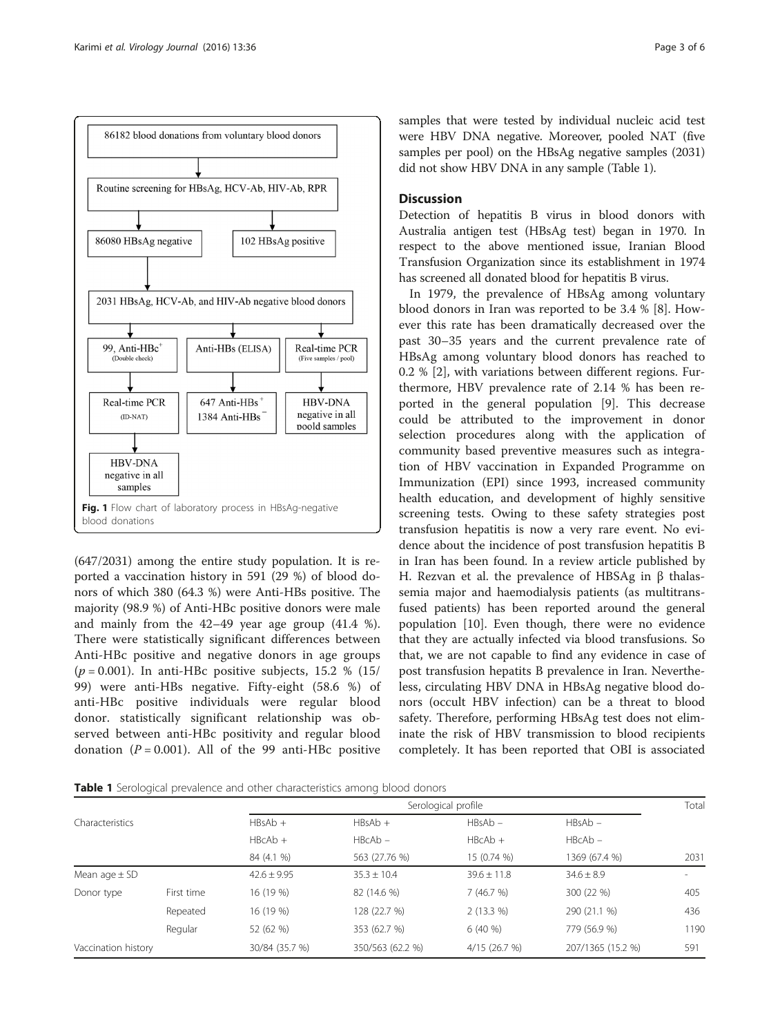86182 blood donations from voluntary blood donors

Routine screening for HBsAg, HCV-Ab, HIV-Ab, RPR

86080 HBsAg negative | 102 HBsAg positive

2031 HBsAg, HCV-Ab, and HIV-Ab negative blood donors

99, Anti-HBc+ (Double check) → Real-time PCR (ID-NAT) → HBV-DNA negative in all samples

Anti-HBs (ELISA) → 647 Anti-HBs+, 1384 Anti-HBs−

Real-time PCR (Five samples / pool) → HBV-DNA negative in all poold samples

**Fig. 1** Flow chart of laboratory process in HBsAg-negative blood donations

(647/2031) among the entire study population. It is reported a vaccination history in 591 (29 %) of blood donors of which 380 (64.3 %) were Anti-HBs positive. The majority (98.9 %) of Anti-HBc positive donors were male and mainly from the 42–49 year age group (41.4 %). There were statistically significant differences between Anti-HBc positive and negative donors in age groups ($p = 0.001$). In anti-HBc positive subjects, 15.2 % (15/99) were anti-HBs negative. Fifty-eight (58.6 %) of anti-HBc positive individuals were regular blood donor. statistically significant relationship was observed between anti-HBc positivity and regular blood donation ($P = 0.001$). All of the 99 anti-HBc positive samples that were tested by individual nucleic acid test were HBV DNA negative. Moreover, pooled NAT (five samples per pool) on the HBsAg negative samples (2031) did not show HBV DNA in any sample (Table 1).

## Discussion

Detection of hepatitis B virus in blood donors with Australia antigen test (HBsAg test) began in 1970. In respect to the above mentioned issue, Iranian Blood Transfusion Organization since its establishment in 1974 has screened all donated blood for hepatitis B virus.

In 1979, the prevalence of HBsAg among voluntary blood donors in Iran was reported to be 3.4 % [8]. However this rate has been dramatically decreased over the past 30–35 years and the current prevalence rate of HBsAg among voluntary blood donors has reached to 0.2 % [2], with variations between different regions. Furthermore, HBV prevalence rate of 2.14 % has been reported in the general population [9]. This decrease could be attributed to the improvement in donor selection procedures along with the application of community based preventive measures such as integration of HBV vaccination in Expanded Programme on Immunization (EPI) since 1993, increased community health education, and development of highly sensitive screening tests. Owing to these safety strategies post transfusion hepatitis is now a very rare event. No evidence about the incidence of post transfusion hepatitis B in Iran has been found. In a review article published by H. Rezvan et al. the prevalence of HBSAg in β thalassemia major and haemodialysis patients (as multitransfused patients) has been reported around the general population [10]. Even though, there were no evidence that they are actually infected via blood transfusions. So that, we are not capable to find any evidence in case of post transfusion hepatits B prevalence in Iran. Nevertheless, circulating HBV DNA in HBsAg negative blood donors (occult HBV infection) can be a threat to blood safety. Therefore, performing HBsAg test does not eliminate the risk of HBV transmission to blood recipients completely. It has been reported that OBI is associated

**Table 1** Serological prevalence and other characteristics among blood donors

| Characteristics | | Serological profile | | | | Total |
|---|---|---|---|---|---|---|
| | | HBsAb + HBcAb + 84 (4.1 %) | HBsAb + HBcAb − 563 (27.76 %) | HBsAb − HBcAb + 15 (0.74 %) | HBsAb − HBcAb − 1369 (67.4 %) | 2031 |
| Mean age ± SD | | 42.6 ± 9.95 | 35.3 ± 10.4 | 39.6 ± 11.8 | 34.6 ± 8.9 | - |
| Donor type | First time | 16 (19 %) | 82 (14.6 %) | 7 (46.7 %) | 300 (22 %) | 405 |
| | Repeated | 16 (19 %) | 128 (22.7 %) | 2 (13.3 %) | 290 (21.1 %) | 436 |
| | Regular | 52 (62 %) | 353 (62.7 %) | 6 (40 %) | 779 (56.9 %) | 1190 |
| Vaccination history | | 30/84 (35.7 %) | 350/563 (62.2 %) | 4/15 (26.7 %) | 207/1365 (15.2 %) | 591 |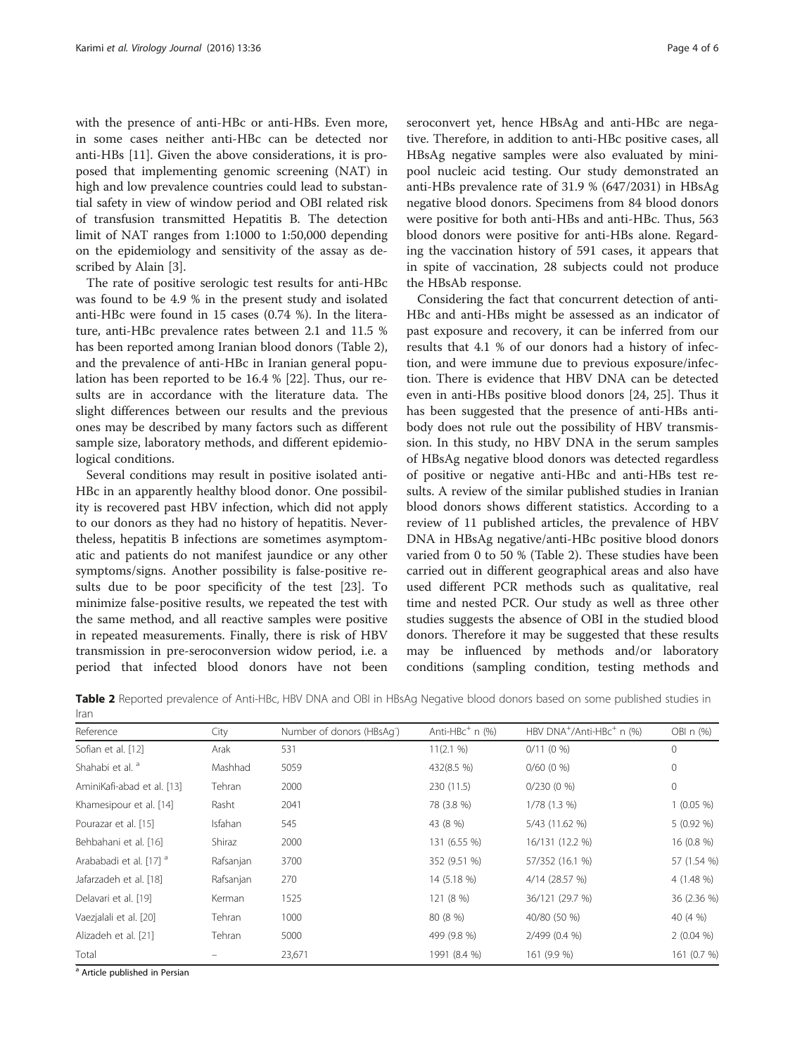with the presence of anti-HBc or anti-HBs. Even more, in some cases neither anti-HBc can be detected nor anti-HBs [11]. Given the above considerations, it is proposed that implementing genomic screening (NAT) in high and low prevalence countries could lead to substantial safety in view of window period and OBI related risk of transfusion transmitted Hepatitis B. The detection limit of NAT ranges from 1:1000 to 1:50,000 depending on the epidemiology and sensitivity of the assay as described by Alain [3].

The rate of positive serologic test results for anti-HBc was found to be 4.9 % in the present study and isolated anti-HBc were found in 15 cases (0.74 %). In the literature, anti-HBc prevalence rates between 2.1 and 11.5 % has been reported among Iranian blood donors (Table 2), and the prevalence of anti-HBc in Iranian general population has been reported to be 16.4 % [22]. Thus, our results are in accordance with the literature data. The slight differences between our results and the previous ones may be described by many factors such as different sample size, laboratory methods, and different epidemiological conditions.

Several conditions may result in positive isolated anti-HBc in an apparently healthy blood donor. One possibility is recovered past HBV infection, which did not apply to our donors as they had no history of hepatitis. Nevertheless, hepatitis B infections are sometimes asymptomatic and patients do not manifest jaundice or any other symptoms/signs. Another possibility is false-positive results due to be poor specificity of the test [23]. To minimize false-positive results, we repeated the test with the same method, and all reactive samples were positive in repeated measurements. Finally, there is risk of HBV transmission in pre-seroconversion widow period, i.e. a period that infected blood donors have not been seroconvert yet, hence HBsAg and anti-HBc are negative. Therefore, in addition to anti-HBc positive cases, all HBsAg negative samples were also evaluated by mini-pool nucleic acid testing. Our study demonstrated an anti-HBs prevalence rate of 31.9 % (647/2031) in HBsAg negative blood donors. Specimens from 84 blood donors were positive for both anti-HBs and anti-HBc. Thus, 563 blood donors were positive for anti-HBs alone. Regarding the vaccination history of 591 cases, it appears that in spite of vaccination, 28 subjects could not produce the HBsAb response.

Considering the fact that concurrent detection of anti-HBc and anti-HBs might be assessed as an indicator of past exposure and recovery, it can be inferred from our results that 4.1 % of our donors had a history of infection, and were immune due to previous exposure/infection. There is evidence that HBV DNA can be detected even in anti-HBs positive blood donors [24, 25]. Thus it has been suggested that the presence of anti-HBs antibody does not rule out the possibility of HBV transmission. In this study, no HBV DNA in the serum samples of HBsAg negative blood donors was detected regardless of positive or negative anti-HBc and anti-HBs test results. A review of the similar published studies in Iranian blood donors shows different statistics. According to a review of 11 published articles, the prevalence of HBV DNA in HBsAg negative/anti-HBc positive blood donors varied from 0 to 50 % (Table 2). These studies have been carried out in different geographical areas and also have used different PCR methods such as qualitative, real time and nested PCR. Our study as well as three other studies suggests the absence of OBI in the studied blood donors. Therefore it may be suggested that these results may be influenced by methods and/or laboratory conditions (sampling condition, testing methods and

**Table 2** Reported prevalence of Anti-HBc, HBV DNA and OBI in HBsAg Negative blood donors based on some published studies in Iran

| Reference | City | Number of donors (HBsAg$^-$) | Anti-HBc$^+$ n (%) | HBV DNA$^+$/Anti-HBc$^+$ n (%) | OBI n (%) |
|---|---|---|---|---|---|
| Sofian et al. [12] | Arak | 531 | 11(2.1 %) | 0/11 (0 %) | 0 |
| Shahabi et al. [a] | Mashhad | 5059 | 432(8.5 %) | 0/60 (0 %) | 0 |
| AminiKafi-abad et al. [13] | Tehran | 2000 | 230 (11.5) | 0/230 (0 %) | 0 |
| Khamesipour et al. [14] | Rasht | 2041 | 78 (3.8 %) | 1/78 (1.3 %) | 1 (0.05 %) |
| Pourazar et al. [15] | Isfahan | 545 | 43 (8 %) | 5/43 (11.62 %) | 5 (0.92 %) |
| Behbahani et al. [16] | Shiraz | 2000 | 131 (6.55 %) | 16/131 (12.2 %) | 16 (0.8 %) |
| Arababadi et al. [17] [a] | Rafsanjan | 3700 | 352 (9.51 %) | 57/352 (16.1 %) | 57 (1.54 %) |
| Jafarzadeh et al. [18] | Rafsanjan | 270 | 14 (5.18 %) | 4/14 (28.57 %) | 4 (1.48 %) |
| Delavari et al. [19] | Kerman | 1525 | 121 (8 %) | 36/121 (29.7 %) | 36 (2.36 %) |
| Vaezjalali et al. [20] | Tehran | 1000 | 80 (8 %) | 40/80 (50 %) | 40 (4 %) |
| Alizadeh et al. [21] | Tehran | 5000 | 499 (9.8 %) | 2/499 (0.4 %) | 2 (0.04 %) |
| Total | – | 23,671 | 1991 (8.4 %) | 161 (9.9 %) | 161 (0.7 %) |

[a] Article published in Persian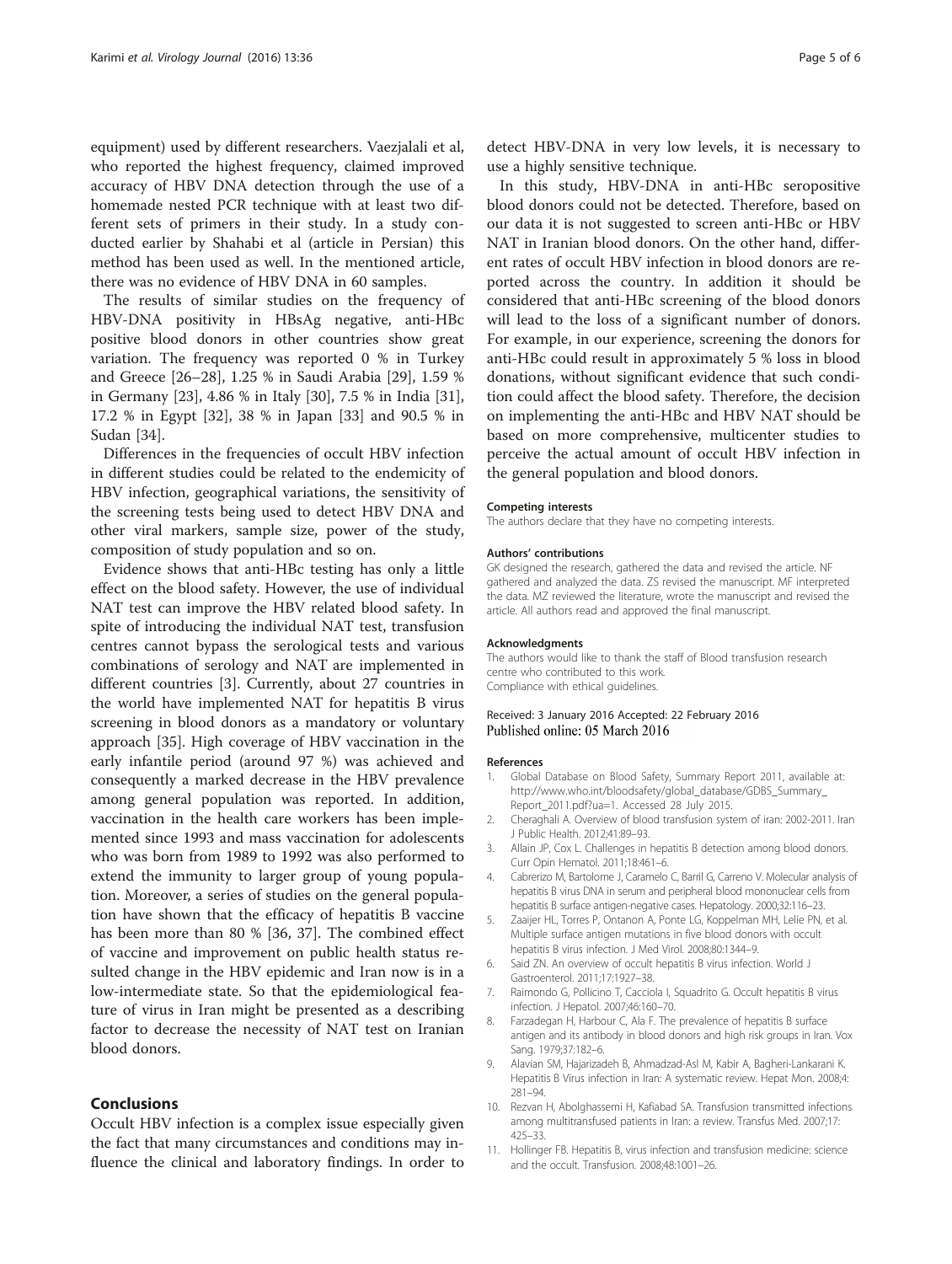equipment) used by different researchers. Vaezjalali et al, who reported the highest frequency, claimed improved accuracy of HBV DNA detection through the use of a homemade nested PCR technique with at least two different sets of primers in their study. In a study conducted earlier by Shahabi et al (article in Persian) this method has been used as well. In the mentioned article, there was no evidence of HBV DNA in 60 samples.

The results of similar studies on the frequency of HBV-DNA positivity in HBsAg negative, anti-HBc positive blood donors in other countries show great variation. The frequency was reported 0 % in Turkey and Greece [26–28], 1.25 % in Saudi Arabia [29], 1.59 % in Germany [23], 4.86 % in Italy [30], 7.5 % in India [31], 17.2 % in Egypt [32], 38 % in Japan [33] and 90.5 % in Sudan [34].

Differences in the frequencies of occult HBV infection in different studies could be related to the endemicity of HBV infection, geographical variations, the sensitivity of the screening tests being used to detect HBV DNA and other viral markers, sample size, power of the study, composition of study population and so on.

Evidence shows that anti-HBc testing has only a little effect on the blood safety. However, the use of individual NAT test can improve the HBV related blood safety. In spite of introducing the individual NAT test, transfusion centres cannot bypass the serological tests and various combinations of serology and NAT are implemented in different countries [3]. Currently, about 27 countries in the world have implemented NAT for hepatitis B virus screening in blood donors as a mandatory or voluntary approach [35]. High coverage of HBV vaccination in the early infantile period (around 97 %) was achieved and consequently a marked decrease in the HBV prevalence among general population was reported. In addition, vaccination in the health care workers has been implemented since 1993 and mass vaccination for adolescents who was born from 1989 to 1992 was also performed to extend the immunity to larger group of young population. Moreover, a series of studies on the general population have shown that the efficacy of hepatitis B vaccine has been more than 80 % [36, 37]. The combined effect of vaccine and improvement on public health status resulted change in the HBV epidemic and Iran now is in a low-intermediate state. So that the epidemiological feature of virus in Iran might be presented as a describing factor to decrease the necessity of NAT test on Iranian blood donors.

## Conclusions

Occult HBV infection is a complex issue especially given the fact that many circumstances and conditions may influence the clinical and laboratory findings. In order to detect HBV-DNA in very low levels, it is necessary to use a highly sensitive technique.

In this study, HBV-DNA in anti-HBc seropositive blood donors could not be detected. Therefore, based on our data it is not suggested to screen anti-HBc or HBV NAT in Iranian blood donors. On the other hand, different rates of occult HBV infection in blood donors are reported across the country. In addition it should be considered that anti-HBc screening of the blood donors will lead to the loss of a significant number of donors. For example, in our experience, screening the donors for anti-HBc could result in approximately 5 % loss in blood donations, without significant evidence that such condition could affect the blood safety. Therefore, the decision on implementing the anti-HBc and HBV NAT should be based on more comprehensive, multicenter studies to perceive the actual amount of occult HBV infection in the general population and blood donors.

#### Competing interests

The authors declare that they have no competing interests.

#### Authors' contributions

GK designed the research, gathered the data and revised the article. NF gathered and analyzed the data. ZS revised the manuscript. MF interpreted the data. MZ reviewed the literature, wrote the manuscript and revised the article. All authors read and approved the final manuscript.

#### Acknowledgments

The authors would like to thank the staff of Blood transfusion research centre who contributed to this work.
Compliance with ethical guidelines.

Received: 3 January 2016 Accepted: 22 February 2016
Published online: 05 March 2016

#### References

1. Global Database on Blood Safety, Summary Report 2011, available at: http://www.who.int/bloodsafety/global_database/GDBS_Summary_Report_2011.pdf?ua=1. Accessed 28 July 2015.
2. Cheraghali A. Overview of blood transfusion system of iran: 2002-2011. Iran J Public Health. 2012;41:89–93.
3. Allain JP, Cox L. Challenges in hepatitis B detection among blood donors. Curr Opin Hematol. 2011;18:461–6.
4. Cabrerizo M, Bartolome J, Caramelo C, Barril G, Carreno V. Molecular analysis of hepatitis B virus DNA in serum and peripheral blood mononuclear cells from hepatitis B surface antigen-negative cases. Hepatology. 2000;32:116–23.
5. Zaaijer HL, Torres P, Ontanon A, Ponte LG, Koppelman MH, Lelie PN, et al. Multiple surface antigen mutations in five blood donors with occult hepatitis B virus infection. J Med Virol. 2008;80:1344–9.
6. Said ZN. An overview of occult hepatitis B virus infection. World J Gastroenterol. 2011;17:1927–38.
7. Raimondo G, Pollicino T, Cacciola I, Squadrito G. Occult hepatitis B virus infection. J Hepatol. 2007;46:160–70.
8. Farzadegan H, Harbour C, Ala F. The prevalence of hepatitis B surface antigen and its antibody in blood donors and high risk groups in Iran. Vox Sang. 1979;37:182–6.
9. Alavian SM, Hajarizadeh B, Ahmadzad-Asl M, Kabir A, Bagheri-Lankarani K. Hepatitis B Virus infection in Iran: A systematic review. Hepat Mon. 2008;4: 281–94.
10. Rezvan H, Abolghassemi H, Kafiabad SA. Transfusion transmitted infections among multitransfused patients in Iran: a review. Transfus Med. 2007;17: 425–33.
11. Hollinger FB. Hepatitis B, virus infection and transfusion medicine: science and the occult. Transfusion. 2008;48:1001–26.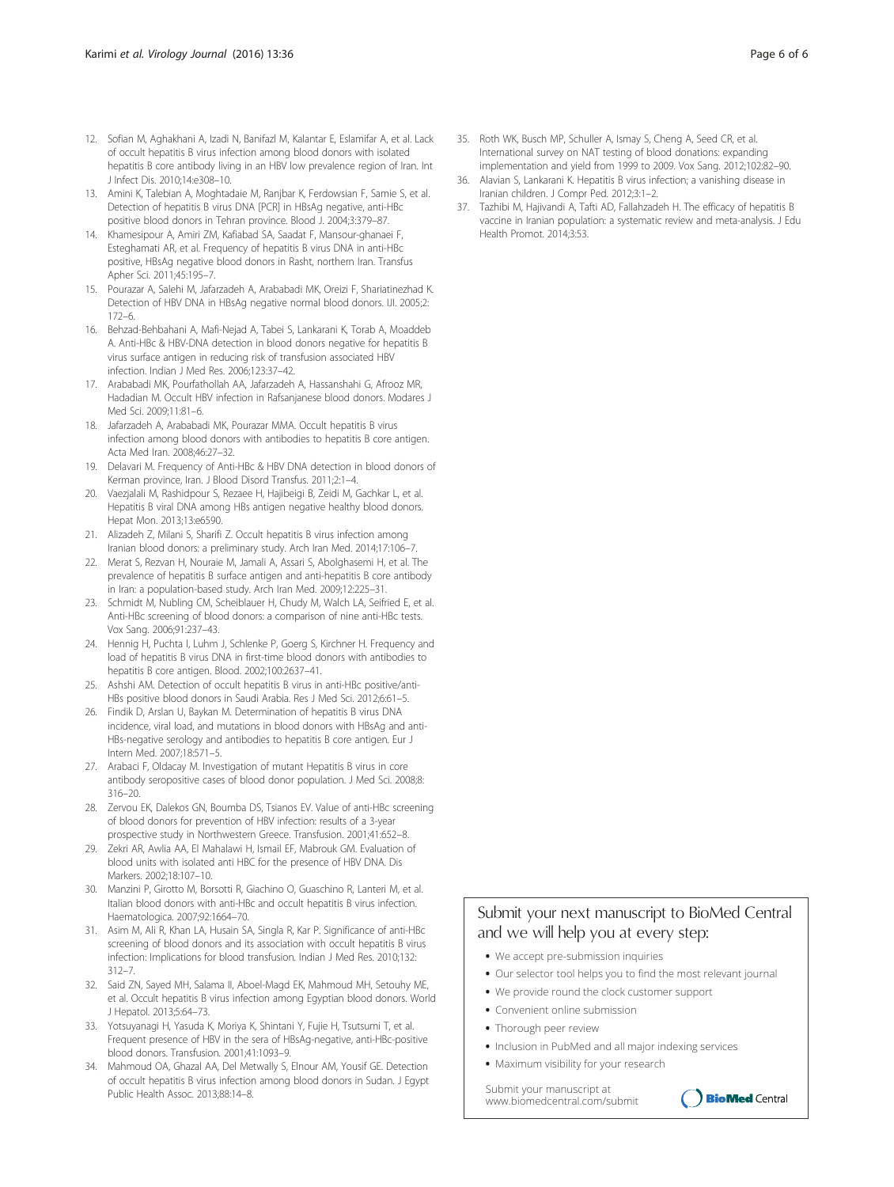12. Sofian M, Aghakhani A, Izadi N, Banifazl M, Kalantar E, Eslamifar A, et al. Lack of occult hepatitis B virus infection among blood donors with isolated hepatitis B core antibody living in an HBV low prevalence region of Iran. Int J Infect Dis. 2010;14:e308–10.
13. Amini K, Talebian A, Moghtadaie M, Ranjbar K, Ferdowsian F, Samie S, et al. Detection of hepatitis B virus DNA [PCR] in HBsAg negative, anti-HBc positive blood donors in Tehran province. Blood J. 2004;3:379–87.
14. Khamesipour A, Amiri ZM, Kafiabad SA, Saadat F, Mansour-ghanaei F, Esteghamati AR, et al. Frequency of hepatitis B virus DNA in anti-HBc positive, HBsAg negative blood donors in Rasht, northern Iran. Transfus Apher Sci. 2011;45:195–7.
15. Pourazar A, Salehi M, Jafarzadeh A, Arababadi MK, Oreizi F, Shariatinezhad K. Detection of HBV DNA in HBsAg negative normal blood donors. IJI. 2005;2:172–6.
16. Behzad-Behbahani A, Mafi-Nejad A, Tabei S, Lankarani K, Torab A, Moaddeb A. Anti-HBc & HBV-DNA detection in blood donors negative for hepatitis B virus surface antigen in reducing risk of transfusion associated HBV infection. Indian J Med Res. 2006;123:37–42.
17. Arababadi MK, Pourfathollah AA, Jafarzadeh A, Hassanshahi G, Afrooz MR, Hadadian M. Occult HBV infection in Rafsanjanese blood donors. Modares J Med Sci. 2009;11:81–6.
18. Jafarzadeh A, Arababadi MK, Pourazar MMA. Occult hepatitis B virus infection among blood donors with antibodies to hepatitis B core antigen. Acta Med Iran. 2008;46:27–32.
19. Delavari M. Frequency of Anti-HBc & HBV DNA detection in blood donors of Kerman province, Iran. J Blood Disord Transfus. 2011;2:1–4.
20. Vaezjalali M, Rashidpour S, Rezaee H, Hajibeigi B, Zeidi M, Gachkar L, et al. Hepatitis B viral DNA among HBs antigen negative healthy blood donors. Hepat Mon. 2013;13:e6590.
21. Alizadeh Z, Milani S, Sharifi Z. Occult hepatitis B virus infection among Iranian blood donors: a preliminary study. Arch Iran Med. 2014;17:106–7.
22. Merat S, Rezvan H, Nouraie M, Jamali A, Assari S, Abolghasemi H, et al. The prevalence of hepatitis B surface antigen and anti-hepatitis B core antibody in Iran: a population-based study. Arch Iran Med. 2009;12:225–31.
23. Schmidt M, Nubling CM, Scheiblauer H, Chudy M, Walch LA, Seifried E, et al. Anti-HBc screening of blood donors: a comparison of nine anti-HBc tests. Vox Sang. 2006;91:237–43.
24. Hennig H, Puchta I, Luhm J, Schlenke P, Goerg S, Kirchner H. Frequency and load of hepatitis B virus DNA in first-time blood donors with antibodies to hepatitis B core antigen. Blood. 2002;100:2637–41.
25. Ashshi AM. Detection of occult hepatitis B virus in anti-HBc positive/anti-HBs positive blood donors in Saudi Arabia. Res J Med Sci. 2012;6:61–5.
26. Findik D, Arslan U, Baykan M. Determination of hepatitis B virus DNA incidence, viral load, and mutations in blood donors with HBsAg and anti-HBs-negative serology and antibodies to hepatitis B core antigen. Eur J Intern Med. 2007;18:571–5.
27. Arabaci F, Oldacay M. Investigation of mutant Hepatitis B virus in core antibody seropositive cases of blood donor population. J Med Sci. 2008;8:316–20.
28. Zervou EK, Dalekos GN, Boumba DS, Tsianos EV. Value of anti-HBc screening of blood donors for prevention of HBV infection: results of a 3-year prospective study in Northwestern Greece. Transfusion. 2001;41:652–8.
29. Zekri AR, Awlia AA, El Mahalawi H, Ismail EF, Mabrouk GM. Evaluation of blood units with isolated anti HBC for the presence of HBV DNA. Dis Markers. 2002;18:107–10.
30. Manzini P, Girotto M, Borsotti R, Giachino O, Guaschino R, Lanteri M, et al. Italian blood donors with anti-HBc and occult hepatitis B virus infection. Haematologica. 2007;92:1664–70.
31. Asim M, Ali R, Khan LA, Husain SA, Singla R, Kar P. Significance of anti-HBc screening of blood donors and its association with occult hepatitis B virus infection: Implications for blood transfusion. Indian J Med Res. 2010;132:312–7.
32. Said ZN, Sayed MH, Salama II, Aboel-Magd EK, Mahmoud MH, Setouhy ME, et al. Occult hepatitis B virus infection among Egyptian blood donors. World J Hepatol. 2013;5:64–73.
33. Yotsuyanagi H, Yasuda K, Moriya K, Shintani Y, Fujie H, Tsutsumi T, et al. Frequent presence of HBV in the sera of HBsAg-negative, anti-HBc-positive blood donors. Transfusion. 2001;41:1093–9.
34. Mahmoud OA, Ghazal AA, Del Metwally S, Elnour AM, Yousif GE. Detection of occult hepatitis B virus infection among blood donors in Sudan. J Egypt Public Health Assoc. 2013;88:14–8.
35. Roth WK, Busch MP, Schuller A, Ismay S, Cheng A, Seed CR, et al. International survey on NAT testing of blood donations: expanding implementation and yield from 1999 to 2009. Vox Sang. 2012;102:82–90.
36. Alavian S, Lankarani K. Hepatitis B virus infection; a vanishing disease in Iranian children. J Compr Ped. 2012;3:1–2.
37. Tazhibi M, Hajivandi A, Tafti AD, Fallahzadeh H. The efficacy of hepatitis B vaccine in Iranian population: a systematic review and meta-analysis. J Edu Health Promot. 2014;3:53.

Submit your next manuscript to BioMed Central and we will help you at every step:

- We accept pre-submission inquiries
- Our selector tool helps you to find the most relevant journal
- We provide round the clock customer support
- Convenient online submission
- Thorough peer review
- Inclusion in PubMed and all major indexing services
- Maximum visibility for your research

Submit your manuscript at
www.biomedcentral.com/submit

BioMed Central